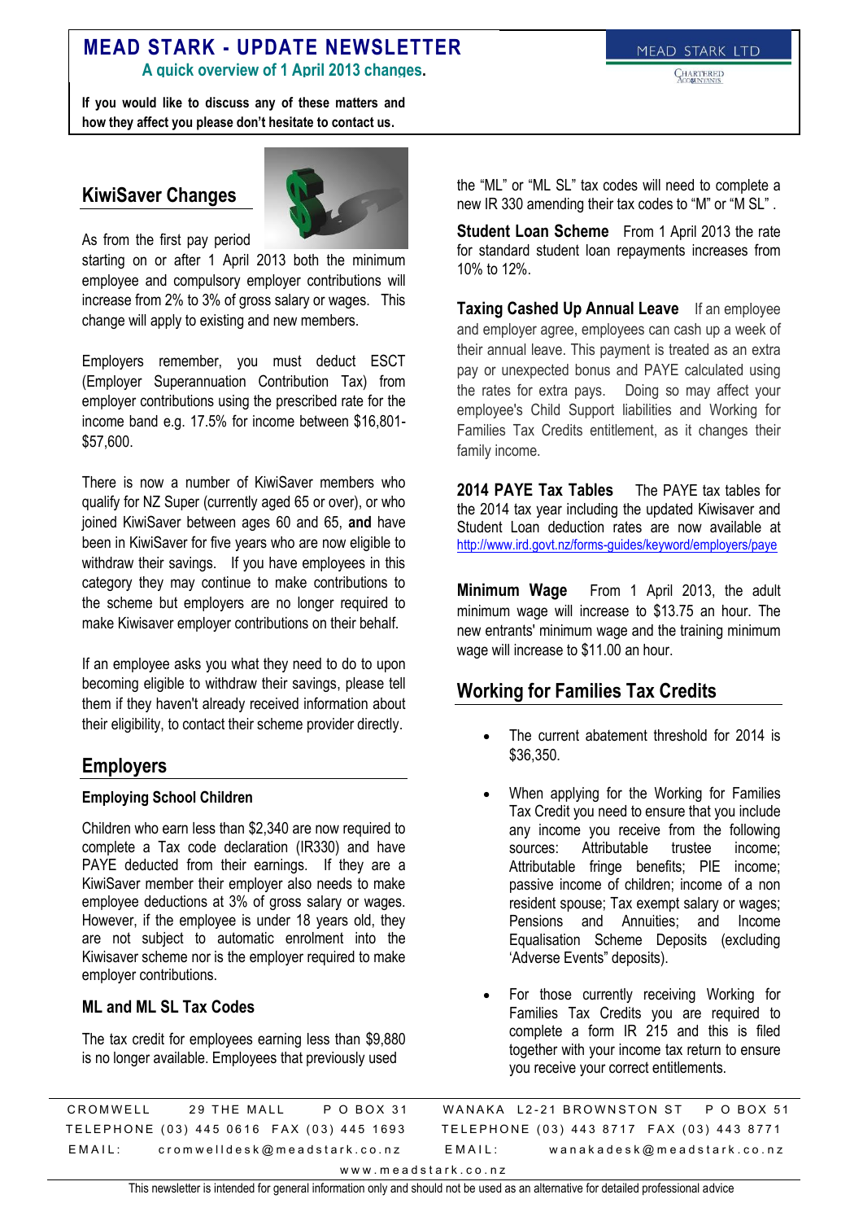# MEAD STARK - UPDATE NEWSLETTER

**A quick overview of 1 April 2013 changes.**

MEAD STARK LTD

CHARTERED ACCOUNTANTS

**If you would like to discuss any of these matters and how they affect you please don't hesitate to contact us.**

## KiwiSaver Changes

As from the first pay period starting on or after 1 April 2013 both the minimum employee and compulsory employer contributions will increase from 2% to 3% of gross salary or wages. This change will apply to existing and new members.

Employers remember, you must deduct ESCT (Employer Superannuation Contribution Tax) from employer contributions using the prescribed rate for the income band e.g. 17.5% for income between $16,801-$57,600.

There is now a number of KiwiSaver members who qualify for NZ Super (currently aged 65 or over), or who joined KiwiSaver between ages 60 and 65, **and** have been in KiwiSaver for five years who are now eligible to withdraw their savings. If you have employees in this category they may continue to make contributions to the scheme but employers are no longer required to make Kiwisaver employer contributions on their behalf.

If an employee asks you what they need to do to upon becoming eligible to withdraw their savings, please tell them if they haven't already received information about their eligibility, to contact their scheme provider directly.

## Employers

### Employing School Children

Children who earn less than $2,340 are now required to complete a Tax code declaration (IR330) and have PAYE deducted from their earnings. If they are a KiwiSaver member their employer also needs to make employee deductions at 3% of gross salary or wages. However, if the employee is under 18 years old, they are not subject to automatic enrolment into the Kiwisaver scheme nor is the employer required to make employer contributions.

### ML and ML SL Tax Codes

The tax credit for employees earning less than $9,880 is no longer available. Employees that previously used the "ML" or "ML SL" tax codes will need to complete a new IR 330 amending their tax codes to "M" or "M SL" .

**Student Loan Scheme** From 1 April 2013 the rate for standard student loan repayments increases from 10% to 12%.

**Taxing Cashed Up Annual Leave** If an employee and employer agree, employees can cash up a week of their annual leave. This payment is treated as an extra pay or unexpected bonus and PAYE calculated using the rates for extra pays. Doing so may affect your employee's Child Support liabilities and Working for Families Tax Credits entitlement, as it changes their family income.

**2014 PAYE Tax Tables** The PAYE tax tables for the 2014 tax year including the updated Kiwisaver and Student Loan deduction rates are now available at http://www.ird.govt.nz/forms-guides/keyword/employers/paye

**Minimum Wage** From 1 April 2013, the adult minimum wage will increase to $13.75 an hour. The new entrants' minimum wage and the training minimum wage will increase to $11.00 an hour.

## Working for Families Tax Credits

- The current abatement threshold for 2014 is $36,350.
- When applying for the Working for Families Tax Credit you need to ensure that you include any income you receive from the following sources: Attributable trustee income; Attributable fringe benefits; PIE income; passive income of children; income of a non resident spouse; Tax exempt salary or wages; Pensions and Annuities; and Income Equalisation Scheme Deposits (excluding 'Adverse Events" deposits).
- For those currently receiving Working for Families Tax Credits you are required to complete a form IR 215 and this is filed together with your income tax return to ensure you receive your correct entitlements.

CROMWELL 29 THE MALL P O BOX 31
TELEPHONE (03) 445 0616 FAX (03) 445 1693
EMAIL: cromwelldesk@meadstark.co.nz

WANAKA L2-21 BROWNSTON ST P O BOX 51
TELEPHONE (03) 443 8717 FAX (03) 443 8771
EMAIL: wanakadesk@meadstark.co.nz

www.meadstark.co.nz

This newsletter is intended for general information only and should not be used as an alternative for detailed professional advice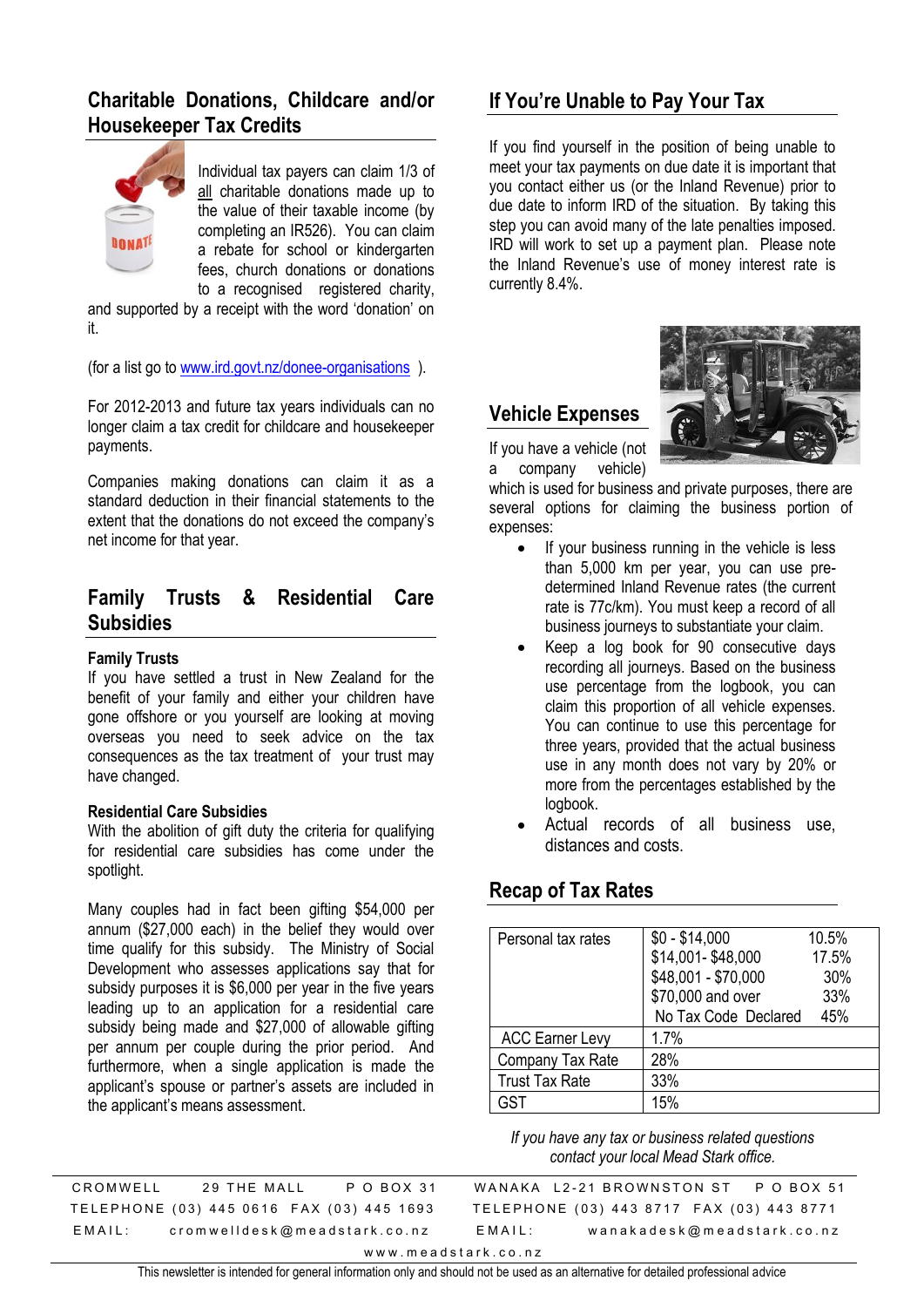## Charitable Donations, Childcare and/or Housekeeper Tax Credits

Individual tax payers can claim 1/3 of all charitable donations made up to the value of their taxable income (by completing an IR526). You can claim a rebate for school or kindergarten fees, church donations or donations to a recognised registered charity, and supported by a receipt with the word 'donation' on it.

(for a list go to www.ird.govt.nz/donee-organisations ).

For 2012-2013 and future tax years individuals can no longer claim a tax credit for childcare and housekeeper payments.

Companies making donations can claim it as a standard deduction in their financial statements to the extent that the donations do not exceed the company's net income for that year.

## Family Trusts & Residential Care Subsidies

### Family Trusts

If you have settled a trust in New Zealand for the benefit of your family and either your children have gone offshore or you yourself are looking at moving overseas you need to seek advice on the tax consequences as the tax treatment of your trust may have changed.

### Residential Care Subsidies

With the abolition of gift duty the criteria for qualifying for residential care subsidies has come under the spotlight.

Many couples had in fact been gifting $54,000 per annum ($27,000 each) in the belief they would over time qualify for this subsidy. The Ministry of Social Development who assesses applications say that for subsidy purposes it is $6,000 per year in the five years leading up to an application for a residential care subsidy being made and $27,000 of allowable gifting per annum per couple during the prior period. And furthermore, when a single application is made the applicant's spouse or partner's assets are included in the applicant's means assessment.

## If You're Unable to Pay Your Tax

If you find yourself in the position of being unable to meet your tax payments on due date it is important that you contact either us (or the Inland Revenue) prior to due date to inform IRD of the situation. By taking this step you can avoid many of the late penalties imposed. IRD will work to set up a payment plan. Please note the Inland Revenue's use of money interest rate is currently 8.4%.

## Vehicle Expenses

If you have a vehicle (not a company vehicle) which is used for business and private purposes, there are several options for claiming the business portion of expenses:

- If your business running in the vehicle is less than 5,000 km per year, you can use pre-determined Inland Revenue rates (the current rate is 77c/km). You must keep a record of all business journeys to substantiate your claim.
- Keep a log book for 90 consecutive days recording all journeys. Based on the business use percentage from the logbook, you can claim this proportion of all vehicle expenses. You can continue to use this percentage for three years, provided that the actual business use in any month does not vary by 20% or more from the percentages established by the logbook.
- Actual records of all business use, distances and costs.

## Recap of Tax Rates

| | | |
|---|---|---|
| Personal tax rates | $0 - $14,000 | 10.5% |
| | $14,001- $48,000 | 17.5% |
| | $48,001 - $70,000 | 30% |
| | $70,000 and over | 33% |
| | No Tax Code Declared | 45% |
| ACC Earner Levy | 1.7% | |
| Company Tax Rate | 28% | |
| Trust Tax Rate | 33% | |
| GST | 15% | |

*If you have any tax or business related questions contact your local Mead Stark office.*

CROMWELL 29 THE MALL P O BOX 31
TELEPHONE (03) 445 0616 FAX (03) 445 1693
EMAIL: cromwelldesk@meadstark.co.nz

WANAKA L2-21 BROWNSTON ST P O BOX 51
TELEPHONE (03) 443 8717 FAX (03) 443 8771
EMAIL: wanakadesk@meadstark.co.nz

www.meadstark.co.nz

This newsletter is intended for general information only and should not be used as an alternative for detailed professional advice